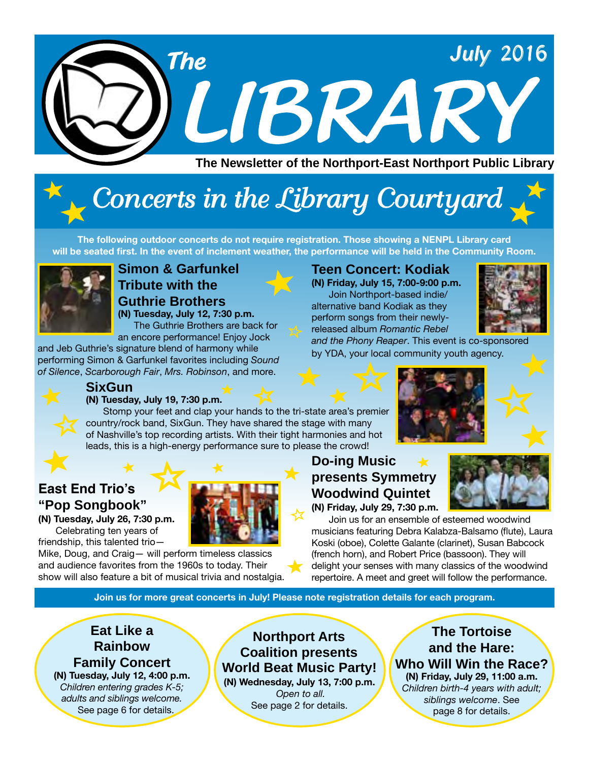# The LIBRARY

July 2016

**The Newsletter of the Northport-East Northport Public Library**

## Concerts in the Library Courtyard

**The following outdoor concerts do not require registration. Those showing a NENPL Library card will be seated first. In the event of inclement weather, the performance will be held in the Community Room.**

### Simon & Garfunkel Tribute with the Guthrie Brothers

**(N) Tuesday, July 12, 7:30 p.m.**

The Guthrie Brothers are back for an encore performance! Enjoy Jock and Jeb Guthrie's signature blend of harmony while performing Simon & Garfunkel favorites including *Sound of Silence*, *Scarborough Fair*, *Mrs. Robinson*, and more.

### Teen Concert: Kodiak

**(N) Friday, July 15, 7:00-9:00 p.m.**

Join Northport-based indie/alternative band Kodiak as they perform songs from their newly-released album *Romantic Rebel and the Phony Reaper*. This event is co-sponsored by YDA, your local community youth agency.

### SixGun

**(N) Tuesday, July 19, 7:30 p.m.**

Stomp your feet and clap your hands to the tri-state area's premier country/rock band, SixGun. They have shared the stage with many of Nashville's top recording artists. With their tight harmonies and hot leads, this is a high-energy performance sure to please the crowd!

### East End Trio's "Pop Songbook"

**(N) Tuesday, July 26, 7:30 p.m.**

Celebrating ten years of friendship, this talented trio—Mike, Doug, and Craig— will perform timeless classics and audience favorites from the 1960s to today. Their show will also feature a bit of musical trivia and nostalgia.

### Do-ing Music presents Symmetry Woodwind Quintet

**(N) Friday, July 29, 7:30 p.m.**

Join us for an ensemble of esteemed woodwind musicians featuring Debra Kalabza-Balsamo (flute), Laura Koski (oboe), Colette Galante (clarinet), Susan Babcock (french horn), and Robert Price (bassoon). They will delight your senses with many classics of the woodwind repertoire. A meet and greet will follow the performance.

**Join us for more great concerts in July! Please note registration details for each program.**

### Eat Like a Rainbow Family Concert

**(N) Tuesday, July 12, 4:00 p.m.**

*Children entering grades K-5; adults and siblings welcome.*

See page 6 for details.

### Northport Arts Coalition presents World Beat Music Party!

**(N) Wednesday, July 13, 7:00 p.m.**

*Open to all.*

See page 2 for details.

### The Tortoise and the Hare: Who Will Win the Race?

**(N) Friday, July 29, 11:00 a.m.**

*Children birth-4 years with adult; siblings welcome*. See page 8 for details.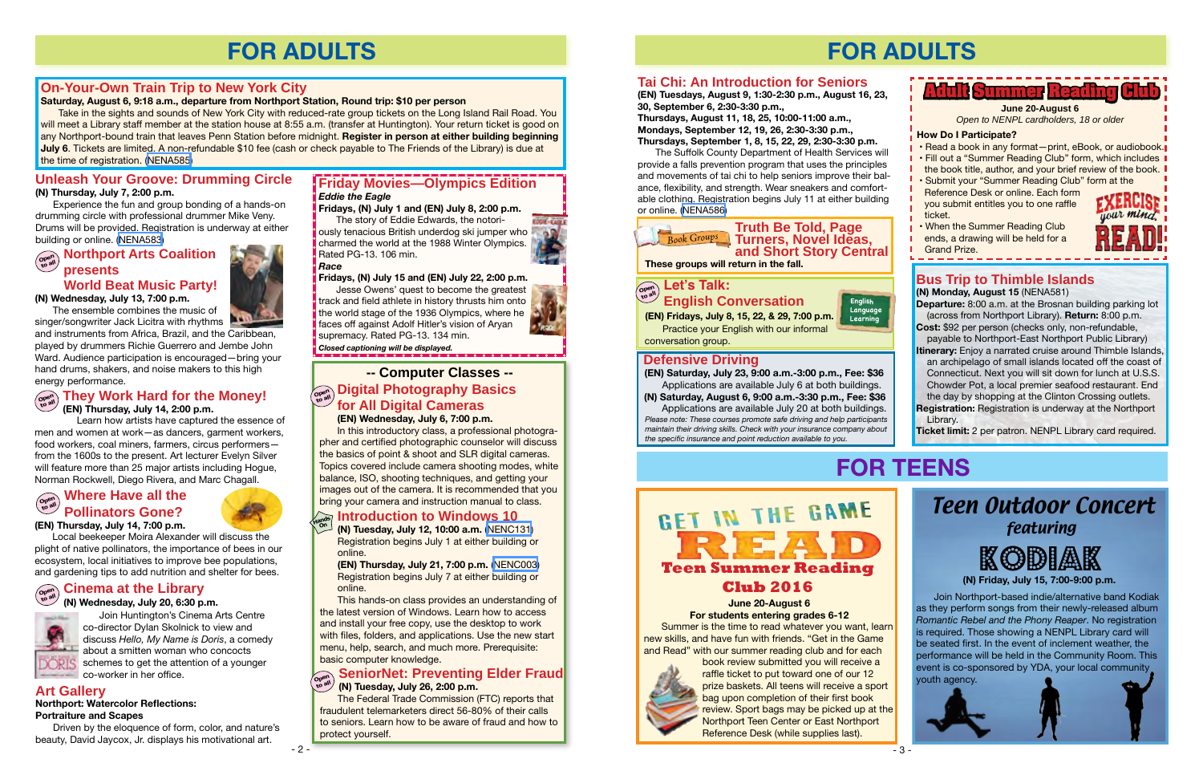# FOR ADULTS

## On-Your-Own Train Trip to New York City

**Saturday, August 6, 9:18 a.m., departure from Northport Station, Round trip: $10 per person**

Take in the sights and sounds of New York City with reduced-rate group tickets on the Long Island Rail Road. You will meet a Library staff member at the station house at 8:55 a.m. (transfer at Huntington). Your return ticket is good on any Northport-bound train that leaves Penn Station before midnight. **Register in person at either building beginning July 6**. Tickets are limited. A non-refundable $10 fee (cash or check payable to The Friends of the Library) is due at the time of registration. (NENA585)

## Unleash Your Groove: Drumming Circle

**(N) Thursday, July 7, 2:00 p.m.**

Experience the fun and group bonding of a hands-on drumming circle with professional drummer Mike Veny. Drums will be provided. Registration is underway at either building or online. (NENA583)

## Northport Arts Coalition presents World Beat Music Party!

Open to all

**(N) Wednesday, July 13, 7:00 p.m.**

The ensemble combines the music of singer/songwriter Jack Licitra with rhythms and instruments from Africa, Brazil, and the Caribbean, played by drummers Richie Guerrero and Jembe John Ward. Audience participation is encouraged—bring your hand drums, shakers, and noise makers to this high energy performance.

## They Work Hard for the Money!

Open to all

**(EN) Thursday, July 14, 2:00 p.m.**

Learn how artists have captured the essence of men and women at work—as dancers, garment workers, food workers, coal miners, farmers, circus performers—from the 1600s to the present. Art lecturer Evelyn Silver will feature more than 25 major artists including Hogue, Norman Rockwell, Diego Rivera, and Marc Chagall.

## Where Have all the Pollinators Gone?

Open to all

**(EN) Thursday, July 14, 7:00 p.m.**

Local beekeeper Moira Alexander will discuss the plight of native pollinators, the importance of bees in our ecosystem, local initiatives to improve bee populations, and gardening tips to add nutrition and shelter for bees.

## Cinema at the Library

Open to all

**(N) Wednesday, July 20, 6:30 p.m.**

Join Huntington's Cinema Arts Centre co-director Dylan Skolnick to view and discuss *Hello, My Name is Doris*, a comedy about a smitten woman who concocts schemes to get the attention of a younger co-worker in her office.

## Art Gallery

**Northport: Watercolor Reflections:**
**Portraiture and Scapes**

Driven by the eloquence of form, color, and nature's beauty, David Jaycox, Jr. displays his motivational art.

## Friday Movies—Olympics Edition

***Eddie the Eagle***

**Fridays, (N) July 1 and (EN) July 8, 2:00 p.m.**

The story of Eddie Edwards, the notoriously tenacious British underdog ski jumper who charmed the world at the 1988 Winter Olympics. Rated PG-13. 106 min.

***Race***

**Fridays, (N) July 15 and (EN) July 22, 2:00 p.m.**

Jesse Owens' quest to become the greatest track and field athlete in history thrusts him onto the world stage of the 1936 Olympics, where he faces off against Adolf Hitler's vision of Aryan supremacy. Rated PG-13. 134 min.

***Closed captioning will be displayed.***

## -- Computer Classes --

### Digital Photography Basics for All Digital Cameras

Open to all

**(EN) Wednesday, July 6, 7:00 p.m.**

In this introductory class, a professional photographer and certified photographic counselor will discuss the basics of point & shoot and SLR digital cameras. Topics covered include camera shooting modes, white balance, ISO, shooting techniques, and getting your images out of the camera. It is recommended that you bring your camera and instruction manual to class.

### Introduction to Windows 10

Hands On

**(N) Tuesday, July 12, 10:00 a.m.** (NENC131)
Registration begins July 1 at either building or online.

**(EN) Thursday, July 21, 7:00 p.m.** (NENC003)
Registration begins July 7 at either building or online.

This hands-on class provides an understanding of the latest version of Windows. Learn how to access and install your free copy, use the desktop to work with files, folders, and applications. Use the new start menu, help, search, and much more. Prerequisite: basic computer knowledge.

### SeniorNet: Preventing Elder Fraud

Open to all

**(N) Tuesday, July 26, 2:00 p.m.**

The Federal Trade Commission (FTC) reports that fraudulent telemarketers direct 56-80% of their calls to seniors. Learn how to be aware of fraud and how to protect yourself.

# FOR ADULTS

## Tai Chi: An Introduction for Seniors

**(EN) Tuesdays, August 9, 1:30-2:30 p.m., August 16, 23, 30, September 6, 2:30-3:30 p.m.,**
**Thursdays, August 11, 18, 25, 10:00-11:00 a.m.,**
**Mondays, September 12, 19, 26, 2:30-3:30 p.m.,**
**Thursdays, September 1, 8, 15, 22, 29, 2:30-3:30 p.m.**

The Suffolk County Department of Health Services will provide a falls prevention program that uses the principles and movements of tai chi to help seniors improve their balance, flexibility, and strength. Wear sneakers and comfortable clothing. Registration begins July 11 at either building or online. (NENA586)

## Book Groups: Truth Be Told, Page Turners, Novel Ideas, and Short Story Central

**These groups will return in the fall.**

## Let's Talk: English Conversation

Open to all — English Language Learning

**(EN) Fridays, July 8, 15, 22, & 29, 7:00 p.m.**

Practice your English with our informal conversation group.

## Defensive Driving

**(EN) Saturday, July 23, 9:00 a.m.-3:00 p.m., Fee: $36**
Applications are available July 6 at both buildings.

**(N) Saturday, August 6, 9:00 a.m.-3:30 p.m., Fee: $36**
Applications are available July 20 at both buildings.

*Please note: These courses promote safe driving and help participants maintain their driving skills. Check with your insurance company about the specific insurance and point reduction available to you.*

## Adult Summer Reading Club

**June 20-August 6**

*Open to NENPL cardholders, 18 or older*

**How Do I Participate?**

- Read a book in any format—print, eBook, or audiobook.
- Fill out a "Summer Reading Club" form, which includes the book title, author, and your brief review of the book.
- Submit your "Summer Reading Club" form at the Reference Desk or online. Each form you submit entitles you to one raffle ticket.
- When the Summer Reading Club ends, a drawing will be held for a Grand Prize.

Exercise your mind. READ!

## Bus Trip to Thimble Islands

**(N) Monday, August 15** (NENA581)

**Departure:** 8:00 a.m. at the Brosnan building parking lot (across from Northport Library). **Return:** 8:00 p.m.

**Cost:** $92 per person (checks only, non-refundable, payable to Northport-East Northport Public Library)

**Itinerary:** Enjoy a narrated cruise around Thimble Islands, an archipelago of small islands located off the coast of Connecticut. Next you will sit down for lunch at U.S.S. Chowder Pot, a local premier seafood restaurant. End the day by shopping at the Clinton Crossing outlets.

**Registration:** Registration is underway at the Northport Library.

**Ticket limit:** 2 per patron. NENPL Library card required.

# FOR TEENS

## Get in the Game READ — Teen Summer Reading Club 2016

**June 20-August 6**

**For students entering grades 6-12**

Summer is the time to read whatever you want, learn new skills, and have fun with friends. "Get in the Game and Read" with our summer reading club and for each book review submitted you will receive a raffle ticket to put toward one of our 12 prize baskets. All teens will receive a sport bag upon completion of their first book review. Sport bags may be picked up at the Northport Teen Center or East Northport Reference Desk (while supplies last).

## Teen Outdoor Concert featuring KODIAK

**(N) Friday, July 15, 7:00-9:00 p.m.**

Join Northport-based indie/alternative band Kodiak as they perform songs from their newly-released album *Romantic Rebel and the Phony Reaper*. No registration is required. Those showing a NENPL Library card will be seated first. In the event of inclement weather, the performance will be held in the Community Room. This event is co-sponsored by YDA, your local community youth agency.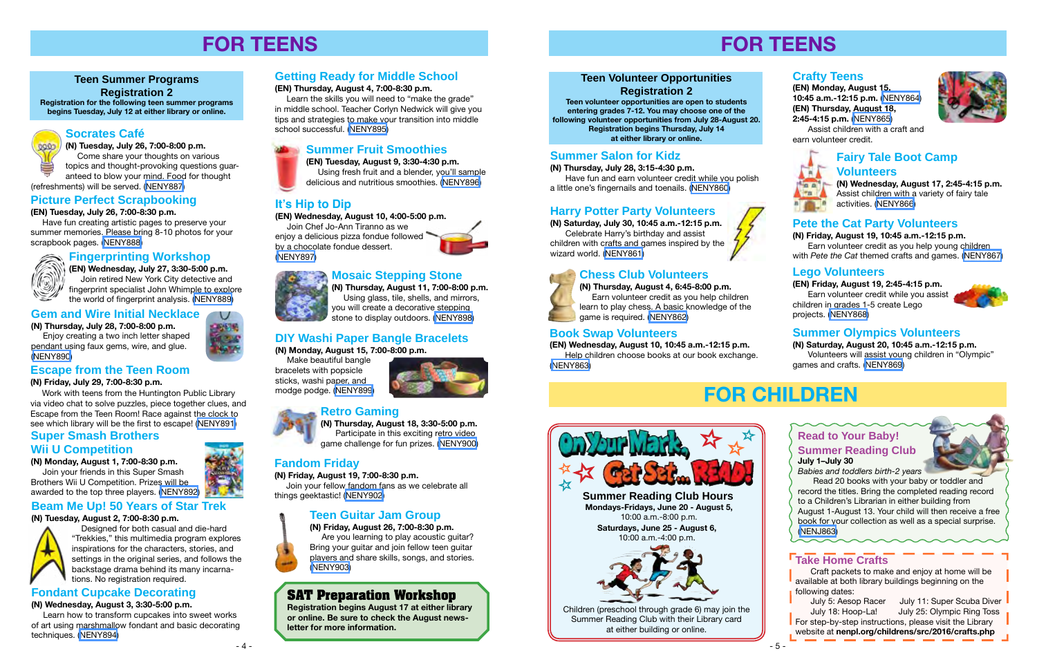# FOR TEENS

## Teen Summer Programs Registration 2

**Registration for the following teen summer programs begins Tuesday, July 12 at either library or online.**

### Socrates Café

**(N) Tuesday, July 26, 7:00-8:00 p.m.**

Come share your thoughts on various topics and thought-provoking questions guaranteed to blow your mind. Food for thought (refreshments) will be served. (NENY887)

### Picture Perfect Scrapbooking

**(EN) Tuesday, July 26, 7:00-8:30 p.m.**

Have fun creating artistic pages to preserve your summer memories. Please bring 8-10 photos for your scrapbook pages. (NENY888)

### Fingerprinting Workshop

**(EN) Wednesday, July 27, 3:30-5:00 p.m.**

Join retired New York City detective and fingerprint specialist John Whimple to explore the world of fingerprint analysis. (NENY889)

### Gem and Wire Initial Necklace

**(N) Thursday, July 28, 7:00-8:00 p.m.**

Enjoy creating a two inch letter shaped pendant using faux gems, wire, and glue. (NENY890)

### Escape from the Teen Room

**(N) Friday, July 29, 7:00-8:30 p.m.**

Work with teens from the Huntington Public Library via video chat to solve puzzles, piece together clues, and Escape from the Teen Room! Race against the clock to see which library will be the first to escape! (NENY891)

### Super Smash Brothers Wii U Competition

**(N) Monday, August 1, 7:00-8:30 p.m.**

Join your friends in this Super Smash Brothers Wii U Competition. Prizes will be awarded to the top three players. (NENY892)

### Beam Me Up! 50 Years of Star Trek

**(N) Tuesday, August 2, 7:00-8:30 p.m.**

Designed for both casual and die-hard "Trekkies," this multimedia program explores inspirations for the characters, stories, and settings in the original series, and follows the backstage drama behind its many incarnations. No registration required.

### Fondant Cupcake Decorating

**(N) Wednesday, August 3, 3:30-5:00 p.m.**

Learn how to transform cupcakes into sweet works of art using marshmallow fondant and basic decorating techniques. (NENY894)

### Getting Ready for Middle School

**(EN) Thursday, August 4, 7:00-8:30 p.m.**

Learn the skills you will need to "make the grade" in middle school. Teacher Corlyn Nedwick will give you tips and strategies to make your transition into middle school successful. (NENY895)

### Summer Fruit Smoothies

**(EN) Tuesday, August 9, 3:30-4:30 p.m.**

Using fresh fruit and a blender, you'll sample delicious and nutritious smoothies. (NENY896)

### It's Hip to Dip

**(EN) Wednesday, August 10, 4:00-5:00 p.m.**

Join Chef Jo-Ann Tiranno as we enjoy a delicious pizza fondue followed by a chocolate fondue dessert. (NENY897)

### Mosaic Stepping Stone

**(N) Thursday, August 11, 7:00-8:00 p.m.**

Using glass, tile, shells, and mirrors, you will create a decorative stepping stone to display outdoors. (NENY898)

### DIY Washi Paper Bangle Bracelets

**(N) Monday, August 15, 7:00-8:00 p.m.**

Make beautiful bangle bracelets with popsicle sticks, washi paper, and modge podge. (NENY899)

### Retro Gaming

**(N) Thursday, August 18, 3:30-5:00 p.m.**

Participate in this exciting retro video game challenge for fun prizes. (NENY900)

### Fandom Friday

**(N) Friday, August 19, 7:00-8:30 p.m.**

Join your fellow fandom fans as we celebrate all things geektastic! (NENY902)

### Teen Guitar Jam Group

**(N) Friday, August 26, 7:00-8:30 p.m.**

Are you learning to play acoustic guitar? Bring your guitar and join fellow teen guitar players and share skills, songs, and stories. (NENY903)

### SAT Preparation Workshop

**Registration begins August 17 at either library or online. Be sure to check the August newsletter for more information.**

# FOR TEENS

## Teen Volunteer Opportunities Registration 2

**Teen volunteer opportunities are open to students entering grades 7-12. You may choose one of the following volunteer opportunities from July 28-August 20. Registration begins Thursday, July 14 at either library or online.**

### Summer Salon for Kidz

**(N) Thursday, July 28, 3:15-4:30 p.m.**

Have fun and earn volunteer credit while you polish a little one's fingernails and toenails. (NENY860)

### Harry Potter Party Volunteers

**(N) Saturday, July 30, 10:45 a.m.-12:15 p.m.**

Celebrate Harry's birthday and assist children with crafts and games inspired by the wizard world. (NENY861)

### Chess Club Volunteers

**(N) Thursday, August 4, 6:45-8:00 p.m.**

Earn volunteer credit as you help children learn to play chess. A basic knowledge of the game is required. (NENY862)

### Book Swap Volunteers

**(EN) Wednesday, August 10, 10:45 a.m.-12:15 p.m.**

Help children choose books at our book exchange. (NENY863)

### Crafty Teens

**(EN) Monday, August 15, 10:45 a.m.-12:15 p.m.** (NENY864)
**(EN) Thursday, August 18, 2:45-4:15 p.m.** (NENY865)

Assist children with a craft and earn volunteer credit.

### Fairy Tale Boot Camp Volunteers

**(N) Wednesday, August 17, 2:45-4:15 p.m.**

Assist children with a variety of fairy tale activities. (NENY866)

### Pete the Cat Party Volunteers

**(N) Friday, August 19, 10:45 a.m.-12:15 p.m.**

Earn volunteer credit as you help young children with *Pete the Cat* themed crafts and games. (NENY867)

### Lego Volunteers

**(EN) Friday, August 19, 2:45-4:15 p.m.**

Earn volunteer credit while you assist children in grades 1-5 create Lego projects. (NENY868)

### Summer Olympics Volunteers

**(N) Saturday, August 20, 10:45 a.m.-12:15 p.m.**

Volunteers will assist young children in "Olympic" games and crafts. (NENY869)

# FOR CHILDREN

## On Your Mark, Get Set... READ!

### Summer Reading Club Hours

**Mondays-Fridays, June 20 - August 5,**
10:00 a.m.-8:00 p.m.

**Saturdays, June 25 - August 6,**
10:00 a.m.-4:00 p.m.

Children (preschool through grade 6) may join the Summer Reading Club with their Library card at either building or online.

### Read to Your Baby! Summer Reading Club

**July 1–July 30**

*Babies and toddlers birth-2 years*

Read 20 books with your baby or toddler and record the titles. Bring the completed reading record to a Children's Librarian in either building from August 1-August 13. Your child will then receive a free book for your collection as well as a special surprise. (NENJ863)

### Take Home Crafts

Craft packets to make and enjoy at home will be available at both library buildings beginning on the following dates:

- July 5: Aesop Racer
- July 11: Super Scuba Diver
- July 18: Hoop-La!
- July 25: Olympic Ring Toss

For step-by-step instructions, please visit the Library website at **nenpl.org/childrens/src/2016/crafts.php**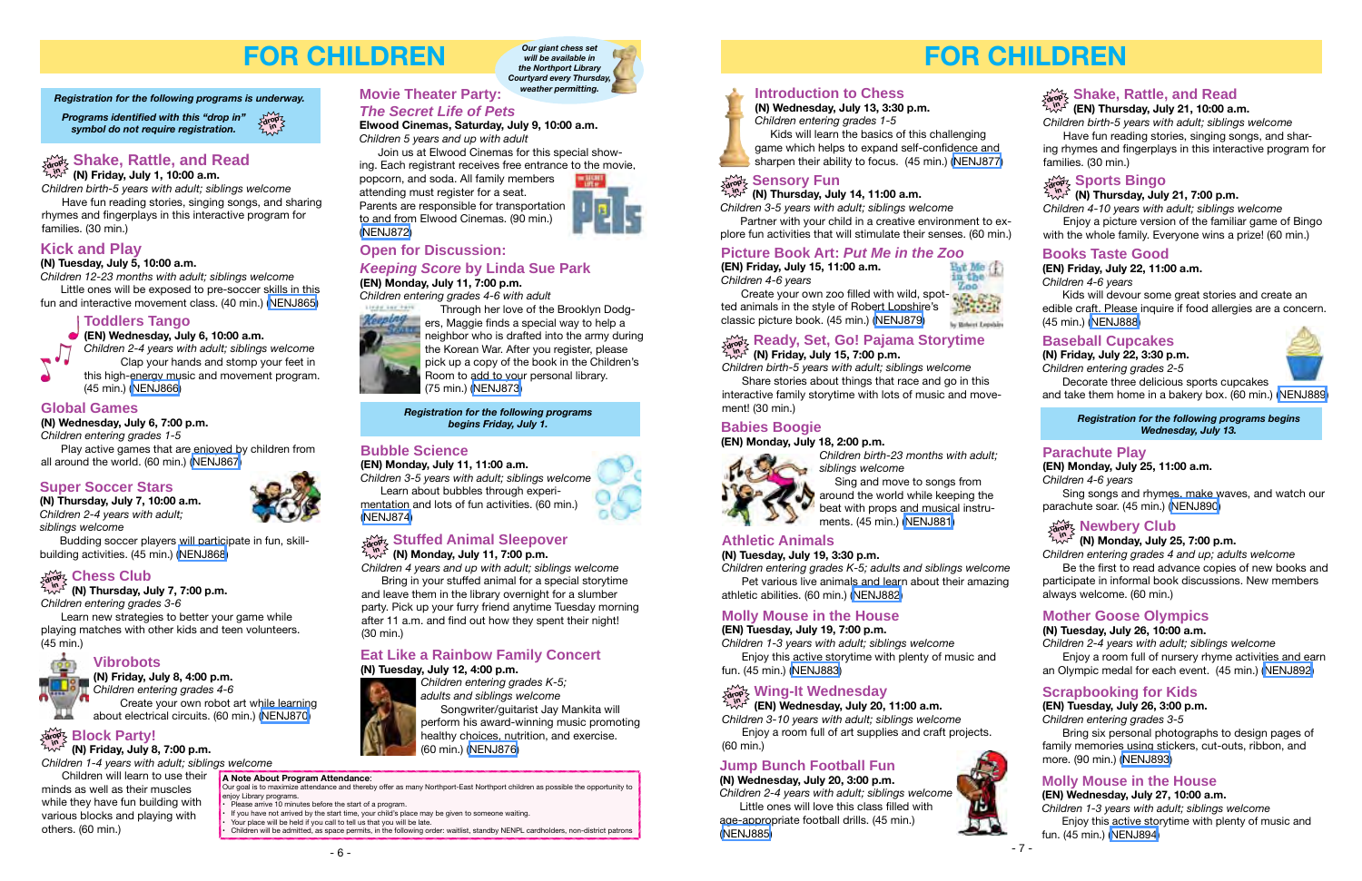# FOR CHILDREN

*Our giant chess set will be available in the Northport Library Courtyard every Thursday, weather permitting.*

***Registration for the following programs is underway.***

***Programs identified with this "drop in" symbol do not require registration.***

## Shake, Rattle, and Read

**(N) Friday, July 1, 10:00 a.m.**

*Children birth-5 years with adult; siblings welcome*

Have fun reading stories, singing songs, and sharing rhymes and fingerplays in this interactive program for families. (30 min.)

## Kick and Play

**(N) Tuesday, July 5, 10:00 a.m.**

*Children 12-23 months with adult; siblings welcome*

Little ones will be exposed to pre-soccer skills in this fun and interactive movement class. (40 min.) (NENJ865)

## Toddlers Tango

**(EN) Wednesday, July 6, 10:00 a.m.**

*Children 2-4 years with adult; siblings welcome*

Clap your hands and stomp your feet in this high-energy music and movement program. (45 min.) (NENJ866)

## Global Games

**(N) Wednesday, July 6, 7:00 p.m.**

*Children entering grades 1-5*

Play active games that are enjoyed by children from all around the world. (60 min.) (NENJ867)

## Super Soccer Stars

**(N) Thursday, July 7, 10:00 a.m.**

*Children 2-4 years with adult; siblings welcome*

Budding soccer players will participate in fun, skill-building activities. (45 min.) (NENJ868)

## Chess Club

**(N) Thursday, July 7, 7:00 p.m.**

*Children entering grades 3-6*

Learn new strategies to better your game while playing matches with other kids and teen volunteers. (45 min.)

## Vibrobots

**(N) Friday, July 8, 4:00 p.m.**

*Children entering grades 4-6*

Create your own robot art while learning about electrical circuits. (60 min.) (NENJ870)

## Block Party!

**(N) Friday, July 8, 7:00 p.m.**

*Children 1-4 years with adult; siblings welcome*

Children will learn to use their minds as well as their muscles while they have fun building with various blocks and playing with others. (60 min.)

## Movie Theater Party: *The Secret Life of Pets*

**Elwood Cinemas, Saturday, July 9, 10:00 a.m.**

*Children 5 years and up with adult*

Join us at Elwood Cinemas for this special showing. Each registrant receives free entrance to the movie, popcorn, and soda. All family members attending must register for a seat. Parents are responsible for transportation to and from Elwood Cinemas. (90 min.) (NENJ872)

## Open for Discussion: *Keeping Score* by Linda Sue Park

**(EN) Monday, July 11, 7:00 p.m.**

*Children entering grades 4-6 with adult*

Through her love of the Brooklyn Dodgers, Maggie finds a special way to help a neighbor who is drafted into the army during the Korean War. After you register, please pick up a copy of the book in the Children's Room to add to your personal library. (75 min.) (NENJ873)

***Registration for the following programs begins Friday, July 1.***

## Bubble Science

**(EN) Monday, July 11, 11:00 a.m.**

*Children 3-5 years with adult; siblings welcome*

Learn about bubbles through experimentation and lots of fun activities. (60 min.) (NENJ874)

## Stuffed Animal Sleepover

**(N) Monday, July 11, 7:00 p.m.**

*Children 4 years and up with adult; siblings welcome*

Bring in your stuffed animal for a special storytime and leave them in the library overnight for a slumber party. Pick up your furry friend anytime Tuesday morning after 11 a.m. and find out how they spent their night! (30 min.)

## Eat Like a Rainbow Family Concert

**(N) Tuesday, July 12, 4:00 p.m.**

*Children entering grades K-5; adults and siblings welcome*

Songwriter/guitarist Jay Mankita will perform his award-winning music promoting healthy choices, nutrition, and exercise. (60 min.) (NENJ876)

**A Note About Program Attendance:**
Our goal is to maximize attendance and thereby offer as many Northport-East Northport children as possible the opportunity to enjoy Library programs.
- Please arrive 10 minutes before the start of a program.
- If you have not arrived by the start time, your child's place may be given to someone waiting.
- Your place will be held if you call to tell us that you will be late.
- Children will be admitted, as space permits, in the following order: waitlist, standby NENPL cardholders, non-district patrons

## Introduction to Chess

**(N) Wednesday, July 13, 3:30 p.m.**

*Children entering grades 1-5*

Kids will learn the basics of this challenging game which helps to expand self-confidence and sharpen their ability to focus. (45 min.) (NENJ877)

## Sensory Fun

**(N) Thursday, July 14, 11:00 a.m.**

*Children 3-5 years with adult; siblings welcome*

Partner with your child in a creative environment to explore fun activities that will stimulate their senses. (60 min.)

## Picture Book Art: *Put Me in the Zoo*

**(EN) Friday, July 15, 11:00 a.m.**

*Children 4-6 years*

Create your own zoo filled with wild, spotted animals in the style of Robert Lopshire's classic picture book. (45 min.) (NENJ879)

## Ready, Set, Go! Sports Storytime

**(N) Friday, July 15, 7:00 p.m.**

*Children birth-5 years with adult; siblings welcome*

Share stories about things that race and go in this interactive family storytime with lots of music and movement! (30 min.)

## Babies Boogie

**(EN) Monday, July 18, 2:00 p.m.**

*Children birth-23 months with adult; siblings welcome*

Sing and move to songs from around the world while keeping the beat with props and musical instruments. (45 min.) (NENJ881)

## Athletic Animals

**(N) Tuesday, July 19, 3:30 p.m.**

*Children entering grades K-5; adults and siblings welcome*

Pet various live animals and learn about their amazing athletic abilities. (60 min.) (NENJ882)

## Molly Mouse in the House

**(EN) Tuesday, July 19, 7:00 p.m.**

*Children 1-3 years with adult; siblings welcome*

Enjoy this active storytime with plenty of music and fun. (45 min.) (NENJ883)

## Wing-It Wednesday

**(EN) Wednesday, July 20, 11:00 a.m.**

*Children 3-10 years with adult; siblings welcome*

Enjoy a room full of art supplies and craft projects. (60 min.)

## Jump Bunch Football Fun

**(N) Wednesday, July 20, 3:00 p.m.**

*Children 2-4 years with adult; siblings welcome*

Little ones will love this class filled with age-appropriate football drills. (45 min.) (NENJ885)

## Shake, Rattle, and Read

**(EN) Thursday, July 21, 10:00 a.m.**

*Children birth-5 years with adult; siblings welcome*

Have fun reading stories, singing songs, and sharing rhymes and fingerplays in this interactive program for families. (30 min.)

## Sports Bingo

**(N) Thursday, July 21, 7:00 p.m.**

*Children 4-10 years with adult; siblings welcome*

Enjoy a picture version of the familiar game of Bingo with the whole family. Everyone wins a prize! (60 min.)

## Books Taste Good

**(EN) Friday, July 22, 11:00 a.m.**

*Children 4-6 years*

Kids will devour some great stories and create an edible craft. Please inquire if food allergies are a concern. (45 min.) (NENJ888)

## Baseball Cupcakes

**(N) Friday, July 22, 3:30 p.m.**

*Children entering grades 2-5*

Decorate three delicious sports cupcakes and take them home in a bakery box. (60 min.) (NENJ889)

***Registration for the following programs begins Wednesday, July 13.***

## Parachute Play

**(EN) Monday, July 25, 11:00 a.m.**

*Children 4-6 years*

Sing songs and rhymes, make waves, and watch our parachute soar. (45 min.) (NENJ890)

## Newbery Club

**(N) Monday, July 25, 7:00 p.m.**

*Children entering grades 4 and up; adults welcome*

Be the first to read advance copies of new books and participate in informal book discussions. New members always welcome. (60 min.)

## Mother Goose Olympics

**(N) Tuesday, July 26, 10:00 a.m.**

*Children 2-4 years with adult; siblings welcome*

Enjoy a room full of nursery rhyme activities and earn an Olympic medal for each event. (45 min.) (NENJ892)

## Scrapbooking for Kids

**(EN) Tuesday, July 26, 3:00 p.m.**

*Children entering grades 3-5*

Bring six personal photographs to design pages of family memories using stickers, cut-outs, ribbon, and more. (90 min.) (NENJ893)

## Molly Mouse in the House

**(EN) Wednesday, July 27, 10:00 a.m.**

*Children 1-3 years with adult; siblings welcome*

Enjoy this active storytime with plenty of music and fun. (45 min.) (NENJ894)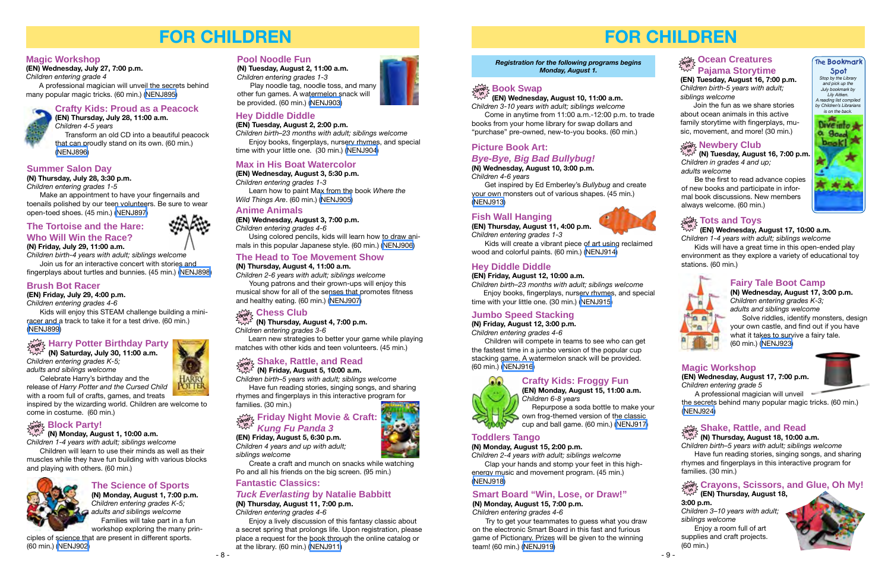# FOR CHILDREN

## Magic Workshop

**(EN) Wednesday, July 27, 7:00 p.m.**
*Children entering grade 4*
A professional magician will unveil the secrets behind many popular magic tricks. (60 min.) NENJ895

## Crafty Kids: Proud as a Peacock

**(EN) Thursday, July 28, 11:00 a.m.**
*Children 4-5 years*
Transform an old CD into a beautiful peacock that can proudly stand on its own. (60 min.) NENJ896

## Summer Salon Day

**(N) Thursday, July 28, 3:30 p.m.**
*Children entering grades 1-5*
Make an appointment to have your fingernails and toenails polished by our teen volunteers. Be sure to wear open-toed shoes. (45 min.) NENJ897

## The Tortoise and the Hare: Who Will Win the Race?

**(N) Friday, July 29, 11:00 a.m.**
*Children birth-4 years with adult; siblings welcome*
Join us for an interactive concert with stories and fingerplays about turtles and bunnies. (45 min.) NENJ898

## Brush Bot Racer

**(EN) Friday, July 29, 4:00 p.m.**
*Children entering grades 4-6*
Kids will enjoy this STEAM challenge building a mini-racer and a track to take it for a test drive. (60 min.) NENJ899

## Harry Potter Birthday Party

**(N) Saturday, July 30, 11:00 a.m.**
*Children entering grades K-5; adults and siblings welcome*
Celebrate Harry's birthday and the release of *Harry Potter and the Cursed Child* with a room full of crafts, games, and treats inspired by the wizarding world. Children are welcome to come in costume. (60 min.)

## Block Party!

**(N) Monday, August 1, 10:00 a.m.**
*Children 1-4 years with adult; siblings welcome*
Children will learn to use their minds as well as their muscles while they have fun building with various blocks and playing with others. (60 min.)

## The Science of Sports

**(N) Monday, August 1, 7:00 p.m.**
*Children entering grades K-5; adults and siblings welcome*
Families will take part in a fun workshop exploring the many principles of science that are present in different sports. (60 min.) NENJ902

## Pool Noodle Fun

**(N) Tuesday, August 2, 11:00 a.m.**
*Children entering grades 1-3*
Play noodle tag, noodle toss, and many other fun games. A watermelon snack will be provided. (60 min.) NENJ903

## Hey Diddle Diddle

**(EN) Tuesday, August 2, 2:00 p.m.**
*Children birth–23 months with adult; siblings welcome*
Enjoy books, fingerplays, nursery rhymes, and special time with your little one. (30 min.) NENJ904

## Max in His Boat Watercolor

**(EN) Wednesday, August 3, 5:30 p.m.**
*Children entering grades 1-3*
Learn how to paint Max from the book *Where the Wild Things Are*. (60 min.) NENJ905

## Anime Animals

**(EN) Wednesday, August 3, 7:00 p.m.**
*Children entering grades 4-6*
Using colored pencils, kids will learn how to draw animals in this popular Japanese style. (60 min.) NENJ906

## The Head to Toe Movement Show

**(N) Thursday, August 4, 11:00 a.m.**
*Children 2-6 years with adult; siblings welcome*
Young patrons and their grown-ups will enjoy this musical show for all of the senses that promotes fitness and healthy eating. (60 min.) NENJ907

## Chess Club

**(N) Thursday, August 4, 7:00 p.m.**
*Children entering grades 3-6*
Learn new strategies to better your game while playing matches with other kids and teen volunteers. (45 min.)

## Shake, Rattle, and Read

**(N) Friday, August 5, 10:00 a.m.**
*Children birth–5 years with adult; siblings welcome*
Have fun reading stories, singing songs, and sharing rhymes and fingerplays in this interactive program for families. (30 min.)

## Friday Night Movie & Craft: *Kung Fu Panda 3*

**(EN) Friday, August 5, 6:30 p.m.**
*Children 4 years and up with adult; siblings welcome*
Create a craft and munch on snacks while watching Po and all his friends on the big screen. (95 min.)

## Fantastic Classics: *Tuck Everlasting* by Natalie Babbitt

**(N) Thursday, August 11, 7:00 p.m.**
*Children entering grades 4-6*
Enjoy a lively discussion of this fantasy classic about a secret spring that prolongs life. Upon registration, please place a request for the book through the online catalog or at the library. (60 min.) NENJ911

***Registration for the following programs begins Monday, August 1.***

## Book Swap

**(EN) Wednesday, August 10, 11:00 a.m.**
*Children 3-10 years with adult; siblings welcome*
Come in anytime from 11:00 a.m.-12:00 p.m. to trade books from your home library for swap dollars and "purchase" pre-owned, new-to-you books. (60 min.)

## Picture Book Art: *Bye-Bye, Big Bad Bullybug!*

**(N) Wednesday, August 10, 3:00 p.m.**
*Children 4-6 years*
Get inspired by Ed Emberley's *Bullybug* and create your own monsters out of various shapes. (45 min.) NENJ913

## Fish Wall Hanging

**(EN) Thursday, August 11, 4:00 p.m.**
*Children entering grades 1-3*
Kids will create a vibrant piece of art using reclaimed wood and colorful paints. (60 min.) NENJ914

## Hey Diddle Diddle

**(EN) Friday, August 12, 10:00 a.m.**
*Children birth–23 months with adult; siblings welcome*
Enjoy books, fingerplays, nursery rhymes, and special time with your little one. (30 min.) NENJ915

## Jumbo Speed Stacking

**(N) Friday, August 12, 3:00 p.m.**
*Children entering grades 4-6*
Children will compete in teams to see who can get the fastest time in a jumbo version of the popular cup stacking game. A watermelon snack will be provided. (60 min.) NENJ916

## Crafty Kids: Froggy Fun

**(EN) Monday, August 15, 11:00 a.m.**
*Children 6-8 years*
Repurpose a soda bottle to make your own frog-themed version of the classic cup and ball game. (60 min.) NENJ917

## Toddlers Tango

**(N) Monday, August 15, 2:00 p.m.**
*Children 2-4 years with adult; siblings welcome*
Clap your hands and stomp your feet in this high-energy music and movement program. (45 min.) NENJ918

## Smart Board "Win, Lose, or Draw!"

**(N) Monday, August 15, 7:00 p.m.**
*Children entering grades 4-6*
Try to get your teammates to guess what you draw on the electronic Smart Board in this fast and furious game of Pictionary. Prizes will be given to the winning team! (60 min.) NENJ919

## Ocean Creatures Pajama Storytime

**(EN) Tuesday, August 16, 7:00 p.m.**
*Children birth-5 years with adult; siblings welcome*
Join the fun as we share stories about ocean animals in this active family storytime with fingerplays, music, movement, and more! (30 min.)

**The Bookmark Spot**
*Stop by the Library and pick up the July bookmark by Lily Aitken. A reading list compiled by Children's Librarians is on the back.*

## Newbery Club

**(N) Tuesday, August 16, 7:00 p.m.**
*Children in grades 4 and up; adults welcome*
Be the first to read advance copies of new books and participate in informal book discussions. New members always welcome. (60 min.)

## Tots and Toys

**(EN) Wednesday, August 17, 10:00 a.m.**
*Children 1-4 years with adult; siblings welcome*
Kids will have a great time in this open-ended play environment as they explore a variety of educational toy stations. (60 min.)

## Fairy Tale Boot Camp

**(N) Wednesday, August 17, 3:00 p.m.**
*Children entering grades K-3; adults and siblings welcome*
Solve riddles, identify monsters, design your own castle, and find out if you have what it takes to survive a fairy tale. (60 min.) NENJ923

## Magic Workshop

**(EN) Wednesday, August 17, 7:00 p.m.**
*Children entering grade 5*
A professional magician will unveil the secrets behind many popular magic tricks. (60 min.) NENJ924

## Shake, Rattle, and Read

**(N) Thursday, August 18, 10:00 a.m.**
*Children birth–5 years with adult; siblings welcome*
Have fun reading stories, singing songs, and sharing rhymes and fingerplays in this interactive program for families. (30 min.)

## Crayons, Scissors, and Glue, Oh My!

**(EN) Thursday, August 18, 3:00 p.m.**
*Children 3–10 years with adult; siblings welcome*
Enjoy a room full of art supplies and craft projects. (60 min.)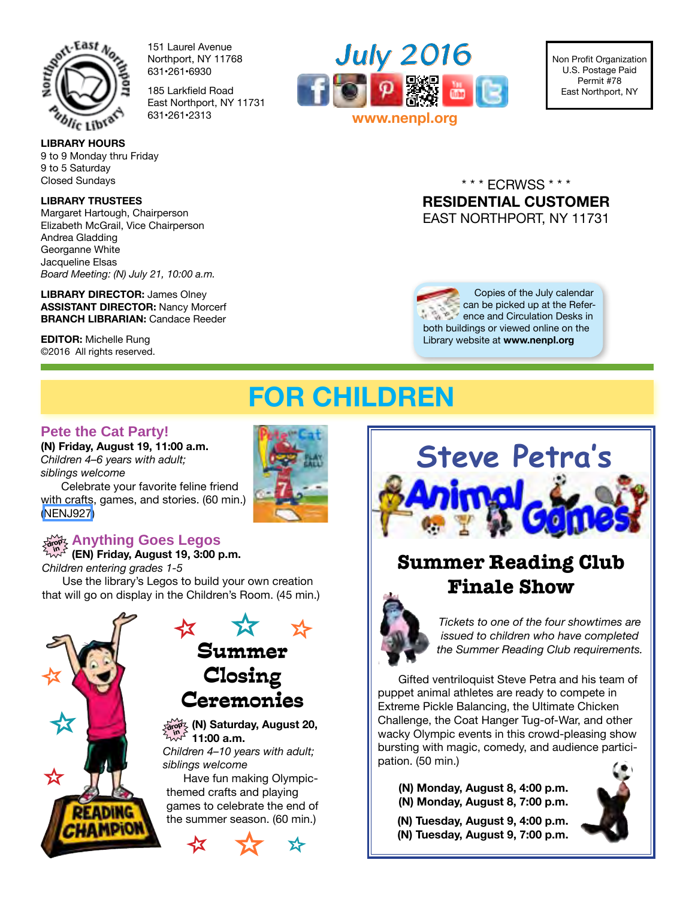151 Laurel Avenue
Northport, NY 11768
631•261•6930

185 Larkfield Road
East Northport, NY 11731
631•261•2313

# July 2016

www.nenpl.org

Non Profit Organization
U.S. Postage Paid
Permit #78
East Northport, NY

**LIBRARY HOURS**
9 to 9 Monday thru Friday
9 to 5 Saturday
Closed Sundays

**LIBRARY TRUSTEES**
Margaret Hartough, Chairperson
Elizabeth McGrail, Vice Chairperson
Andrea Gladding
Georganne White
Jacqueline Elsas
*Board Meeting: (N) July 21, 10:00 a.m.*

**LIBRARY DIRECTOR:** James Olney
**ASSISTANT DIRECTOR:** Nancy Morcerf
**BRANCH LIBRARIAN:** Candace Reeder

**EDITOR:** Michelle Rung
©2016 All rights reserved.

\* \* \* ECRWSS \* \* \*
**RESIDENTIAL CUSTOMER**
EAST NORTHPORT, NY 11731

Copies of the July calendar can be picked up at the Reference and Circulation Desks in both buildings or viewed online on the Library website at **www.nenpl.org**

# FOR CHILDREN

## Pete the Cat Party!

**(N) Friday, August 19, 11:00 a.m.**
*Children 4–6 years with adult; siblings welcome*

Celebrate your favorite feline friend with crafts, games, and stories. (60 min.) (NENJ927)

## Anything Goes Legos

drop in

**(EN) Friday, August 19, 3:00 p.m.**
*Children entering grades 1-5*

Use the library's Legos to build your own creation that will go on display in the Children's Room. (45 min.)

## Summer Closing Ceremonies

drop in

**(N) Saturday, August 20, 11:00 a.m.**
*Children 4–10 years with adult; siblings welcome*

Have fun making Olympic-themed crafts and playing games to celebrate the end of the summer season. (60 min.)

## Steve Petra's Animal Games

### Summer Reading Club Finale Show

*Tickets to one of the four showtimes are issued to children who have completed the Summer Reading Club requirements.*

Gifted ventriloquist Steve Petra and his team of puppet animal athletes are ready to compete in Extreme Pickle Balancing, the Ultimate Chicken Challenge, the Coat Hanger Tug-of-War, and other wacky Olympic events in this crowd-pleasing show bursting with magic, comedy, and audience participation. (50 min.)

**(N) Monday, August 8, 4:00 p.m.**
**(N) Monday, August 8, 7:00 p.m.**

**(N) Tuesday, August 9, 4:00 p.m.**
**(N) Tuesday, August 9, 7:00 p.m.**